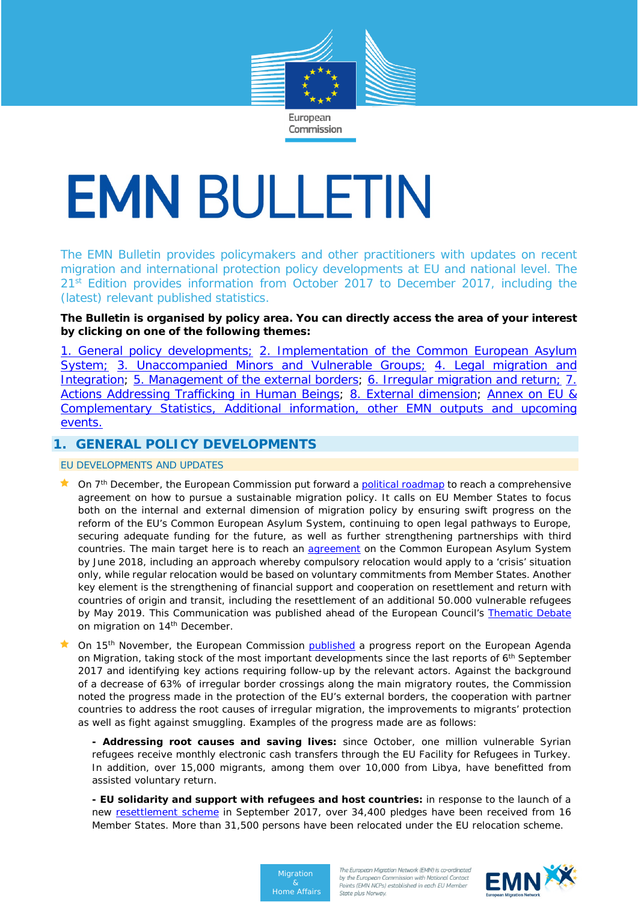European Commission

# EMN BULLETIN

The EMN Bulletin provides policymakers and other practitioners with updates on recent migration and international protection policy developments at EU and national level. The 21st Edition provides information from October 2017 to December 2017, including the (latest) relevant published statistics.

**The Bulletin is organised by policy area. You can directly access the area of your interest by clicking on one of the following themes:**

1. General policy developments; 2. Implementation of the Common European Asylum System; 3. Unaccompanied Minors and Vulnerable Groups; 4. Legal migration and Integration; 5. Management of the external borders; 6. Irregular migration and return; 7. Actions Addressing Trafficking in Human Beings; 8. External dimension; Annex on EU & Complementary Statistics, Additional information, other EMN outputs and upcoming events.

## 1. GENERAL POLICY DEVELOPMENTS

### EU DEVELOPMENTS AND UPDATES

- On 7th December, the European Commission put forward a political roadmap to reach a comprehensive agreement on how to pursue a sustainable migration policy. It calls on EU Member States to focus both on the internal and external dimension of migration policy by ensuring swift progress on the reform of the EU's Common European Asylum System, continuing to open legal pathways to Europe, securing adequate funding for the future, as well as further strengthening partnerships with third countries. The main target here is to reach an agreement on the Common European Asylum System by June 2018, including an approach whereby compulsory relocation would apply to a 'crisis' situation only, while regular relocation would be based on voluntary commitments from Member States. Another key element is the strengthening of financial support and cooperation on resettlement and return with countries of origin and transit, including the resettlement of an additional 50.000 vulnerable refugees by May 2019. This Communication was published ahead of the European Council's Thematic Debate on migration on 14th December.

- On 15th November, the European Commission published a progress report on the European Agenda on Migration, taking stock of the most important developments since the last reports of 6th September 2017 and identifying key actions requiring follow-up by the relevant actors. Against the background of a decrease of 63% of irregular border crossings along the main migratory routes, the Commission noted the progress made in the protection of the EU's external borders, the cooperation with partner countries to address the root causes of irregular migration, the improvements to migrants' protection as well as fight against smuggling. Examples of the progress made are as follows:

  **- Addressing root causes and saving lives:** since October, one million vulnerable Syrian refugees receive monthly electronic cash transfers through the EU Facility for Refugees in Turkey. In addition, over 15,000 migrants, among them over 10,000 from Libya, have benefitted from assisted voluntary return.

  **- EU solidarity and support with refugees and host countries:** in response to the launch of a new resettlement scheme in September 2017, over 34,400 pledges have been received from 16 Member States. More than 31,500 persons have been relocated under the EU relocation scheme.

Migration & Home Affairs

The European Migration Network (EMN) is co-ordinated by the European Commission with National Contact Points (EMN NCPs) established in each EU Member State plus Norway.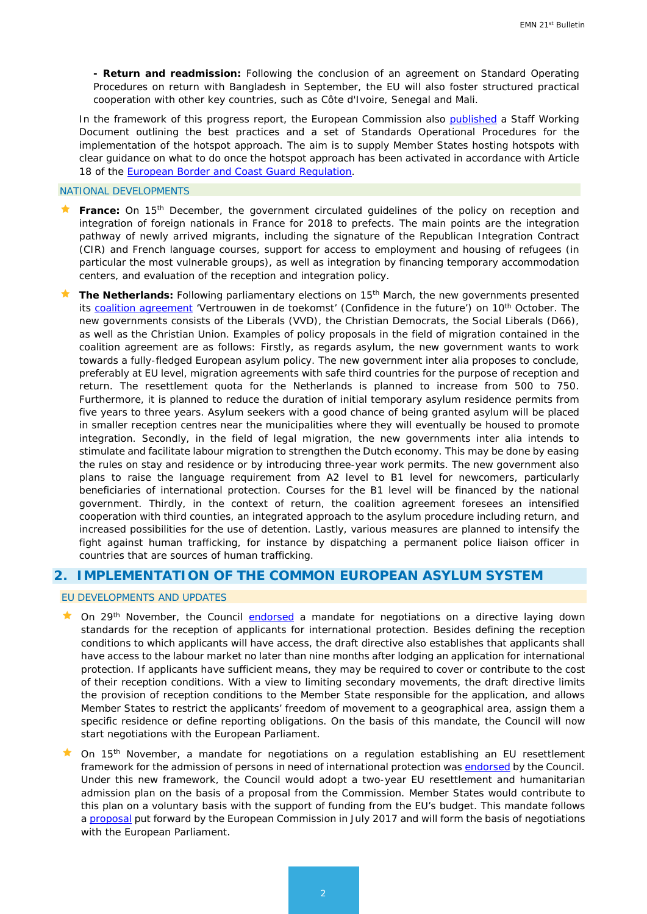- **Return and readmission:** Following the conclusion of an agreement on Standard Operating Procedures on return with Bangladesh in September, the EU will also foster structured practical cooperation with other key countries, such as Côte d'Ivoire, Senegal and Mali.

In the framework of this progress report, the European Commission also published a Staff Working Document outlining the best practices and a set of Standards Operational Procedures for the implementation of the hotspot approach. The aim is to supply Member States hosting hotspots with clear guidance on what to do once the hotspot approach has been activated in accordance with Article 18 of the European Border and Coast Guard Regulation.

### NATIONAL DEVELOPMENTS

- **France:** On 15th December, the government circulated guidelines of the policy on reception and integration of foreign nationals in France for 2018 to prefects. The main points are the integration pathway of newly arrived migrants, including the signature of the Republican Integration Contract (CIR) and French language courses, support for access to employment and housing of refugees (in particular the most vulnerable groups), as well as integration by financing temporary accommodation centers, and evaluation of the reception and integration policy.

- **The Netherlands:** Following parliamentary elections on 15th March, the new governments presented its coalition agreement 'Vertrouwen in de toekomst' (Confidence in the future') on 10th October. The new governments consists of the Liberals (VVD), the Christian Democrats, the Social Liberals (D66), as well as the Christian Union. Examples of policy proposals in the field of migration contained in the coalition agreement are as follows: Firstly, as regards asylum, the new government wants to work towards a fully-fledged European asylum policy. The new government inter alia proposes to conclude, preferably at EU level, migration agreements with safe third countries for the purpose of reception and return. The resettlement quota for the Netherlands is planned to increase from 500 to 750. Furthermore, it is planned to reduce the duration of initial temporary asylum residence permits from five years to three years. Asylum seekers with a good chance of being granted asylum will be placed in smaller reception centres near the municipalities where they will eventually be housed to promote integration. Secondly, in the field of legal migration, the new governments inter alia intends to stimulate and facilitate labour migration to strengthen the Dutch economy. This may be done by easing the rules on stay and residence or by introducing three-year work permits. The new government also plans to raise the language requirement from A2 level to B1 level for newcomers, particularly beneficiaries of international protection. Courses for the B1 level will be financed by the national government. Thirdly, in the context of return, the coalition agreement foresees an intensified cooperation with third counties, an integrated approach to the asylum procedure including return, and increased possibilities for the use of detention. Lastly, various measures are planned to intensify the fight against human trafficking, for instance by dispatching a permanent police liaison officer in countries that are sources of human trafficking.

## 2. IMPLEMENTATION OF THE COMMON EUROPEAN ASYLUM SYSTEM

### EU DEVELOPMENTS AND UPDATES

- On 29th November, the Council endorsed a mandate for negotiations on a directive laying down standards for the reception of applicants for international protection. Besides defining the reception conditions to which applicants will have access, the draft directive also establishes that applicants shall have access to the labour market no later than nine months after lodging an application for international protection. If applicants have sufficient means, they may be required to cover or contribute to the cost of their reception conditions. With a view to limiting secondary movements, the draft directive limits the provision of reception conditions to the Member State responsible for the application, and allows Member States to restrict the applicants' freedom of movement to a geographical area, assign them a specific residence or define reporting obligations. On the basis of this mandate, the Council will now start negotiations with the European Parliament.

- On 15th November, a mandate for negotiations on a regulation establishing an EU resettlement framework for the admission of persons in need of international protection was endorsed by the Council. Under this new framework, the Council would adopt a two-year EU resettlement and humanitarian admission plan on the basis of a proposal from the Commission. Member States would contribute to this plan on a voluntary basis with the support of funding from the EU's budget. This mandate follows a proposal put forward by the European Commission in July 2017 and will form the basis of negotiations with the European Parliament.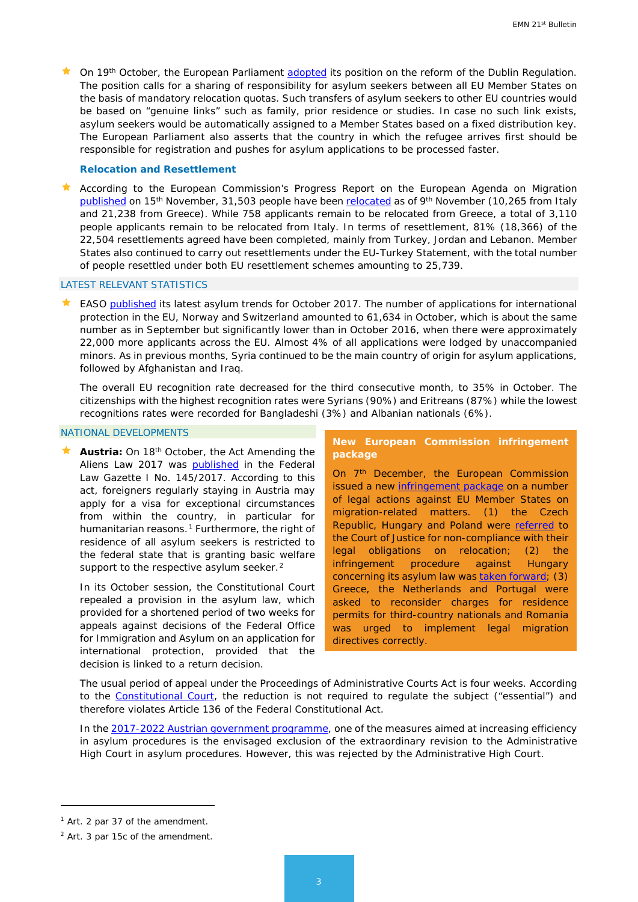- On 19th October, the European Parliament adopted its position on the reform of the Dublin Regulation. The position calls for a sharing of responsibility for asylum seekers between all EU Member States on the basis of mandatory relocation quotas. Such transfers of asylum seekers to other EU countries would be based on "genuine links" such as family, prior residence or studies. In case no such link exists, asylum seekers would be automatically assigned to a Member States based on a fixed distribution key. The European Parliament also asserts that the country in which the refugee arrives first should be responsible for registration and pushes for asylum applications to be processed faster.

### Relocation and Resettlement

- According to the European Commission's Progress Report on the European Agenda on Migration published on 15th November, 31,503 people have been relocated as of 9th November (10,265 from Italy and 21,238 from Greece). While 758 applicants remain to be relocated from Greece, a total of 3,110 people applicants remain to be relocated from Italy. In terms of resettlement, 81% (18,366) of the 22,504 resettlements agreed have been completed, mainly from Turkey, Jordan and Lebanon. Member States also continued to carry out resettlements under the EU-Turkey Statement, with the total number of people resettled under both EU resettlement schemes amounting to 25,739.

## LATEST RELEVANT STATISTICS

- EASO published its latest asylum trends for October 2017. The number of applications for international protection in the EU, Norway and Switzerland amounted to 61,634 in October, which is about the same number as in September but significantly lower than in October 2016, when there were approximately 22,000 more applicants across the EU. Almost 4% of all applications were lodged by unaccompanied minors. As in previous months, Syria continued to be the main country of origin for asylum applications, followed by Afghanistan and Iraq.

  The overall EU recognition rate decreased for the third consecutive month, to 35% in October. The citizenships with the highest recognition rates were Syrians (90%) and Eritreans (87%) while the lowest recognitions rates were recorded for Bangladeshi (3%) and Albanian nationals (6%).

## NATIONAL DEVELOPMENTS

- **Austria:** On 18th October, the Act Amending the Aliens Law 2017 was published in the Federal Law Gazette I No. 145/2017. According to this act, foreigners regularly staying in Austria may apply for a visa for exceptional circumstances from within the country, in particular for humanitarian reasons.[1] Furthermore, the right of residence of all asylum seekers is restricted to the federal state that is granting basic welfare support to the respective asylum seeker.[2]

  In its October session, the Constitutional Court repealed a provision in the asylum law, which provided for a shortened period of two weeks for appeals against decisions of the Federal Office for Immigration and Asylum on an application for international protection, provided that the decision is linked to a return decision.

  The usual period of appeal under the Proceedings of Administrative Courts Act is four weeks. According to the Constitutional Court, the reduction is not required to regulate the subject ("essential") and therefore violates Article 136 of the Federal Constitutional Act.

  In the 2017-2022 Austrian government programme, one of the measures aimed at increasing efficiency in asylum procedures is the envisaged exclusion of the extraordinary revision to the Administrative High Court in asylum procedures. However, this was rejected by the Administrative High Court.

> **New European Commission infringement package**
>
> On 7th December, the European Commission issued a new infringement package on a number of legal actions against EU Member States on migration-related matters. (1) the Czech Republic, Hungary and Poland were referred to the Court of Justice for non-compliance with their legal obligations on relocation; (2) the infringement procedure against Hungary concerning its asylum law was taken forward; (3) Greece, the Netherlands and Portugal were asked to reconsider charges for residence permits for third-country nationals and Romania was urged to implement legal migration directives correctly.

---

[1] Art. 2 par 37 of the amendment.

[2] Art. 3 par 15c of the amendment.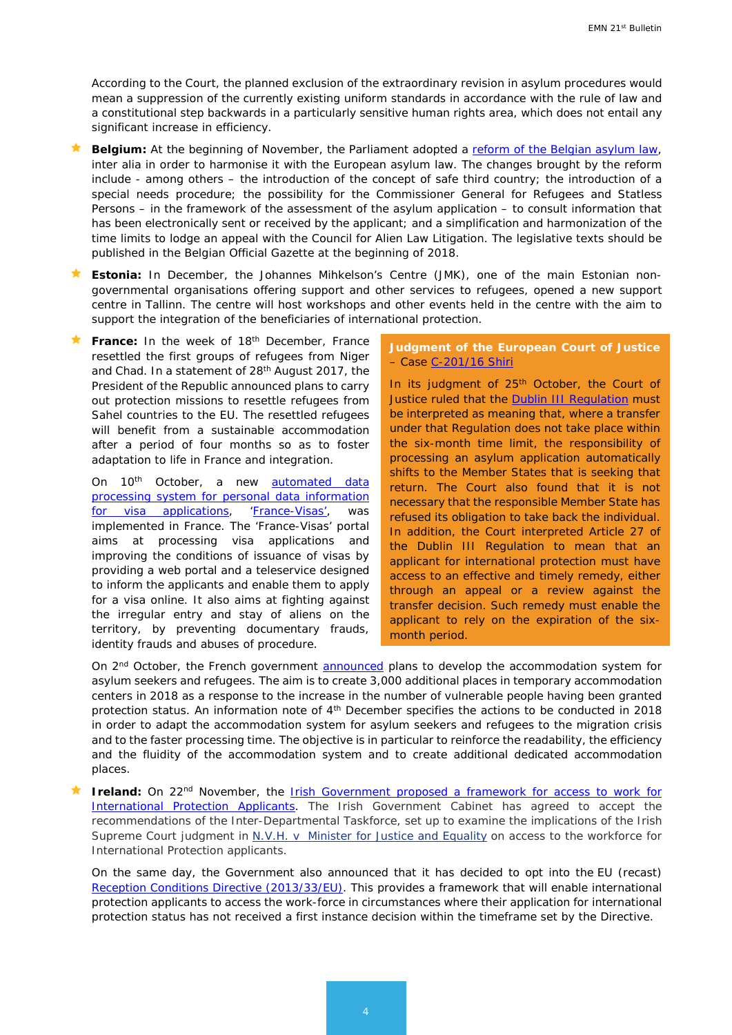According to the Court, the planned exclusion of the extraordinary revision in asylum procedures would mean a suppression of the currently existing uniform standards in accordance with the rule of law and a constitutional step backwards in a particularly sensitive human rights area, which does not entail any significant increase in efficiency.

- **Belgium:** At the beginning of November, the Parliament adopted a reform of the Belgian asylum law, inter alia in order to harmonise it with the European asylum law. The changes brought by the reform include - among others – the introduction of the concept of safe third country; the introduction of a special needs procedure; the possibility for the Commissioner General for Refugees and Statless Persons – in the framework of the assessment of the asylum application – to consult information that has been electronically sent or received by the applicant; and a simplification and harmonization of the time limits to lodge an appeal with the Council for Alien Law Litigation. The legislative texts should be published in the Belgian Official Gazette at the beginning of 2018.

- **Estonia:** In December, the Johannes Mihkelson's Centre (JMK), one of the main Estonian non-governmental organisations offering support and other services to refugees, opened a new support centre in Tallinn. The centre will host workshops and other events held in the centre with the aim to support the integration of the beneficiaries of international protection.

- **France:** In the week of 18th December, France resettled the first groups of refugees from Niger and Chad. In a statement of 28th August 2017, the President of the Republic announced plans to carry out protection missions to resettle refugees from Sahel countries to the EU. The resettled refugees will benefit from a sustainable accommodation after a period of four months so as to foster adaptation to life in France and integration.

  On 10th October, a new automated data processing system for personal data information for visa applications, 'France-Visas', was implemented in France. The 'France-Visas' portal aims at processing visa applications and improving the conditions of issuance of visas by providing a web portal and a teleservice designed to inform the applicants and enable them to apply for a visa online. It also aims at fighting against the irregular entry and stay of aliens on the territory, by preventing documentary frauds, identity frauds and abuses of procedure.

  On 2nd October, the French government announced plans to develop the accommodation system for asylum seekers and refugees. The aim is to create 3,000 additional places in temporary accommodation centers in 2018 as a response to the increase in the number of vulnerable people having been granted protection status. An information note of 4th December specifies the actions to be conducted in 2018 in order to adapt the accommodation system for asylum seekers and refugees to the migration crisis and to the faster processing time. The objective is in particular to reinforce the readability, the efficiency and the fluidity of the accommodation system and to create additional dedicated accommodation places.

> **Judgment of the European Court of Justice – Case C-201/16 Shiri**
>
> In its judgment of 25th October, the Court of Justice ruled that the Dublin III Regulation must be interpreted as meaning that, where a transfer under that Regulation does not take place within the six-month time limit, the responsibility of processing an asylum application automatically shifts to the Member States that is seeking that return. The Court also found that it is not necessary that the responsible Member State has refused its obligation to take back the individual. In addition, the Court interpreted Article 27 of the Dublin III Regulation to mean that an applicant for international protection must have access to an effective and timely remedy, either through an appeal or a review against the transfer decision. Such remedy must enable the applicant to rely on the expiration of the six-month period.

- **Ireland:** On 22nd November, the Irish Government proposed a framework for access to work for International Protection Applicants. The Irish Government Cabinet has agreed to accept the recommendations of the Inter-Departmental Taskforce, set up to examine the implications of the Irish Supreme Court judgment in N.V.H. v Minister for Justice and Equality on access to the workforce for International Protection applicants.

  On the same day, the Government also announced that it has decided to opt into the EU (recast) Reception Conditions Directive (2013/33/EU). This provides a framework that will enable international protection applicants to access the work-force in circumstances where their application for international protection status has not received a first instance decision within the timeframe set by the Directive.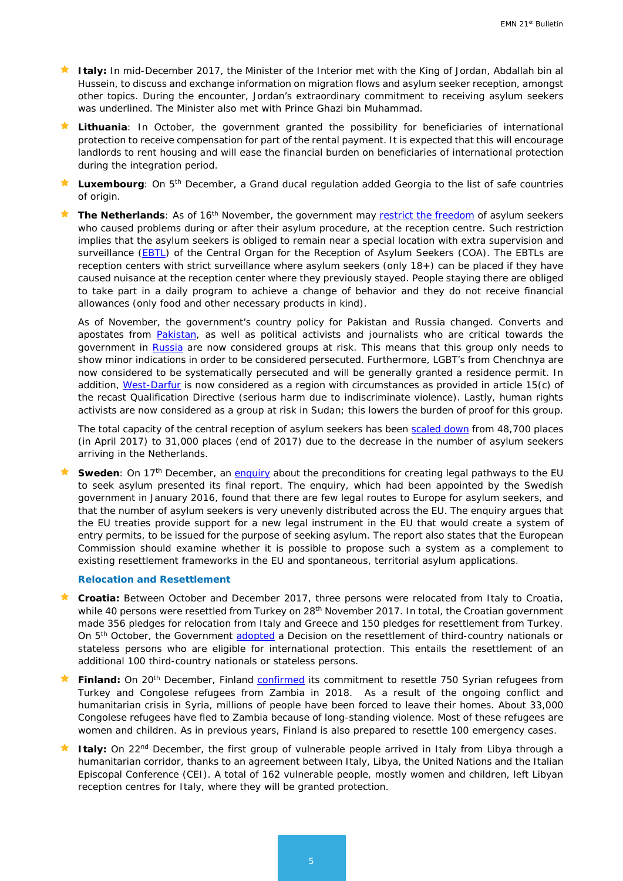- **Italy:** In mid-December 2017, the Minister of the Interior met with the King of Jordan, Abdallah bin al Hussein, to discuss and exchange information on migration flows and asylum seeker reception, amongst other topics. During the encounter, Jordan's extraordinary commitment to receiving asylum seekers was underlined. The Minister also met with Prince Ghazi bin Muhammad.

- **Lithuania**: In October, the government granted the possibility for beneficiaries of international protection to receive compensation for part of the rental payment. It is expected that this will encourage landlords to rent housing and will ease the financial burden on beneficiaries of international protection during the integration period.

- **Luxembourg**: On 5th December, a Grand ducal regulation added Georgia to the list of safe countries of origin.

- **The Netherlands**: As of 16th November, the government may restrict the freedom of asylum seekers who caused problems during or after their asylum procedure, at the reception centre. Such restriction implies that the asylum seekers is obliged to remain near a special location with extra supervision and surveillance (EBTL) of the Central Organ for the Reception of Asylum Seekers (COA). The EBTLs are reception centers with strict surveillance where asylum seekers (only 18+) can be placed if they have caused nuisance at the reception center where they previously stayed. People staying there are obliged to take part in a daily program to achieve a change of behavior and they do not receive financial allowances (only food and other necessary products in kind).

  As of November, the government's country policy for Pakistan and Russia changed. Converts and apostates from Pakistan, as well as political activists and journalists who are critical towards the government in Russia are now considered groups at risk. This means that this group only needs to show minor indications in order to be considered persecuted. Furthermore, LGBT's from Chenchnya are now considered to be systematically persecuted and will be generally granted a residence permit. In addition, West-Darfur is now considered as a region with circumstances as provided in article 15(c) of the recast Qualification Directive (serious harm due to indiscriminate violence). Lastly, human rights activists are now considered as a group at risk in Sudan; this lowers the burden of proof for this group.

  The total capacity of the central reception of asylum seekers has been scaled down from 48,700 places (in April 2017) to 31,000 places (end of 2017) due to the decrease in the number of asylum seekers arriving in the Netherlands.

- **Sweden**: On 17th December, an enquiry about the preconditions for creating legal pathways to the EU to seek asylum presented its final report. The enquiry, which had been appointed by the Swedish government in January 2016, found that there are few legal routes to Europe for asylum seekers, and that the number of asylum seekers is very unevenly distributed across the EU. The enquiry argues that the EU treaties provide support for a new legal instrument in the EU that would create a system of entry permits, to be issued for the purpose of seeking asylum. The report also states that the European Commission should examine whether it is possible to propose such a system as a complement to existing resettlement frameworks in the EU and spontaneous, territorial asylum applications.

### Relocation and Resettlement

- **Croatia:** Between October and December 2017, three persons were relocated from Italy to Croatia, while 40 persons were resettled from Turkey on 28th November 2017. In total, the Croatian government made 356 pledges for relocation from Italy and Greece and 150 pledges for resettlement from Turkey. On 5th October, the Government adopted a Decision on the resettlement of third-country nationals or stateless persons who are eligible for international protection. This entails the resettlement of an additional 100 third-country nationals or stateless persons.

- **Finland:** On 20th December, Finland confirmed its commitment to resettle 750 Syrian refugees from Turkey and Congolese refugees from Zambia in 2018. As a result of the ongoing conflict and humanitarian crisis in Syria, millions of people have been forced to leave their homes. About 33,000 Congolese refugees have fled to Zambia because of long-standing violence. Most of these refugees are women and children. As in previous years, Finland is also prepared to resettle 100 emergency cases.

- **Italy:** On 22nd December, the first group of vulnerable people arrived in Italy from Libya through a humanitarian corridor, thanks to an agreement between Italy, Libya, the United Nations and the Italian Episcopal Conference (CEI). A total of 162 vulnerable people, mostly women and children, left Libyan reception centres for Italy, where they will be granted protection.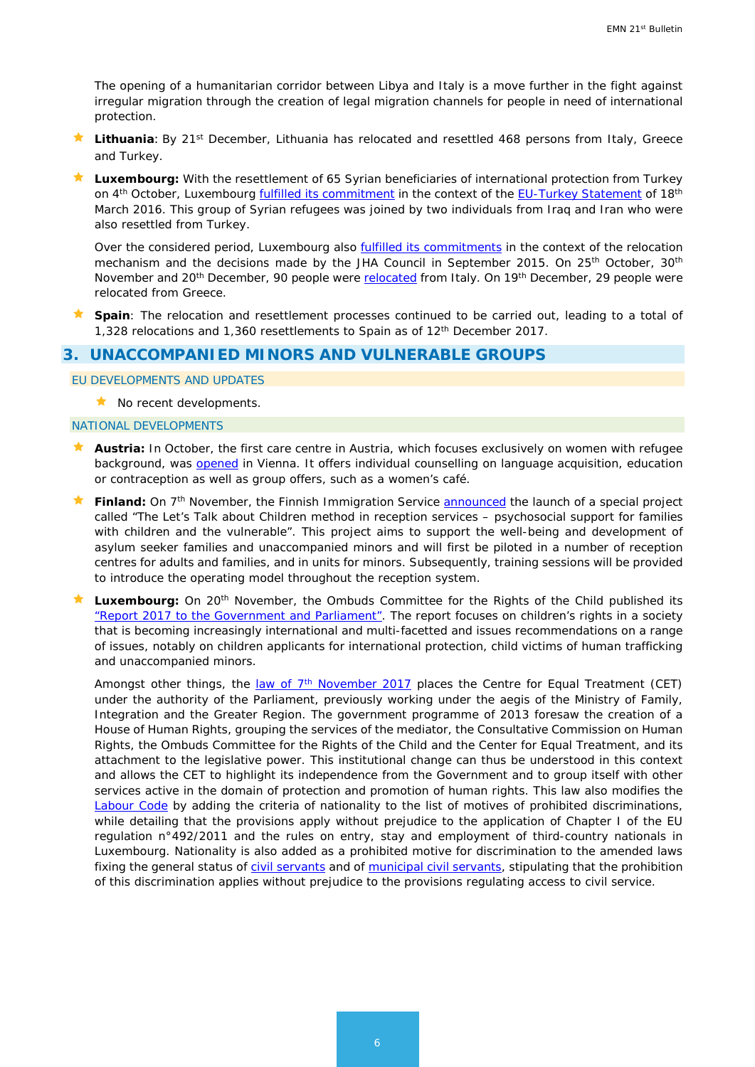The opening of a humanitarian corridor between Libya and Italy is a move further in the fight against irregular migration through the creation of legal migration channels for people in need of international protection.

- **Lithuania**: By 21st December, Lithuania has relocated and resettled 468 persons from Italy, Greece and Turkey.
- **Luxembourg:** With the resettlement of 65 Syrian beneficiaries of international protection from Turkey on 4th October, Luxembourg fulfilled its commitment in the context of the EU-Turkey Statement of 18th March 2016. This group of Syrian refugees was joined by two individuals from Iraq and Iran who were also resettled from Turkey.

  Over the considered period, Luxembourg also fulfilled its commitments in the context of the relocation mechanism and the decisions made by the JHA Council in September 2015. On 25th October, 30th November and 20th December, 90 people were relocated from Italy. On 19th December, 29 people were relocated from Greece.
- **Spain**: The relocation and resettlement processes continued to be carried out, leading to a total of 1,328 relocations and 1,360 resettlements to Spain as of 12th December 2017.

## 3. UNACCOMPANIED MINORS AND VULNERABLE GROUPS

### EU DEVELOPMENTS AND UPDATES

- No recent developments.

### NATIONAL DEVELOPMENTS

- **Austria:** In October, the first care centre in Austria, which focuses exclusively on women with refugee background, was opened in Vienna. It offers individual counselling on language acquisition, education or contraception as well as group offers, such as a women's café.
- **Finland:** On 7th November, the Finnish Immigration Service announced the launch of a special project called "The Let's Talk about Children method in reception services – psychosocial support for families with children and the vulnerable". This project aims to support the well-being and development of asylum seeker families and unaccompanied minors and will first be piloted in a number of reception centres for adults and families, and in units for minors. Subsequently, training sessions will be provided to introduce the operating model throughout the reception system.
- **Luxembourg:** On 20th November, the Ombuds Committee for the Rights of the Child published its "Report 2017 to the Government and Parliament". The report focuses on children's rights in a society that is becoming increasingly international and multi-facetted and issues recommendations on a range of issues, notably on children applicants for international protection, child victims of human trafficking and unaccompanied minors.

  Amongst other things, the law of 7th November 2017 places the Centre for Equal Treatment (CET) under the authority of the Parliament, previously working under the aegis of the Ministry of Family, Integration and the Greater Region. The government programme of 2013 foresaw the creation of a House of Human Rights, grouping the services of the mediator, the Consultative Commission on Human Rights, the Ombuds Committee for the Rights of the Child and the Center for Equal Treatment, and its attachment to the legislative power. This institutional change can thus be understood in this context and allows the CET to highlight its independence from the Government and to group itself with other services active in the domain of protection and promotion of human rights. This law also modifies the Labour Code by adding the criteria of nationality to the list of motives of prohibited discriminations, while detailing that the provisions apply without prejudice to the application of Chapter I of the EU regulation n°492/2011 and the rules on entry, stay and employment of third-country nationals in Luxembourg. Nationality is also added as a prohibited motive for discrimination to the amended laws fixing the general status of civil servants and of municipal civil servants, stipulating that the prohibition of this discrimination applies without prejudice to the provisions regulating access to civil service.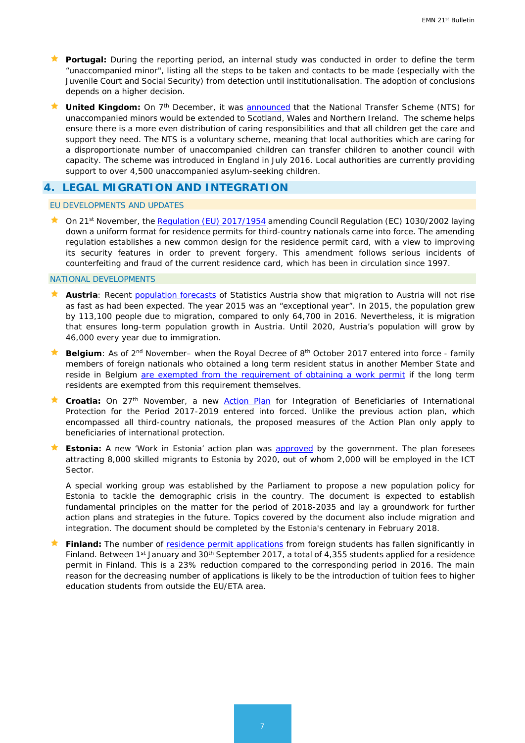- **Portugal:** During the reporting period, an internal study was conducted in order to define the term "unaccompanied minor", listing all the steps to be taken and contacts to be made (especially with the Juvenile Court and Social Security) from detection until institutionalisation. The adoption of conclusions depends on a higher decision.

- **United Kingdom:** On 7th December, it was announced that the National Transfer Scheme (NTS) for unaccompanied minors would be extended to Scotland, Wales and Northern Ireland. The scheme helps ensure there is a more even distribution of caring responsibilities and that all children get the care and support they need. The NTS is a voluntary scheme, meaning that local authorities which are caring for a disproportionate number of unaccompanied children can transfer children to another council with capacity. The scheme was introduced in England in July 2016. Local authorities are currently providing support to over 4,500 unaccompanied asylum-seeking children.

## 4. LEGAL MIGRATION AND INTEGRATION

### EU DEVELOPMENTS AND UPDATES

- On 21st November, the Regulation (EU) 2017/1954 amending Council Regulation (EC) 1030/2002 laying down a uniform format for residence permits for third-country nationals came into force. The amending regulation establishes a new common design for the residence permit card, with a view to improving its security features in order to prevent forgery. This amendment follows serious incidents of counterfeiting and fraud of the current residence card, which has been in circulation since 1997.

### NATIONAL DEVELOPMENTS

- **Austria**: Recent population forecasts of Statistics Austria show that migration to Austria will not rise as fast as had been expected. The year 2015 was an "exceptional year". In 2015, the population grew by 113,100 people due to migration, compared to only 64,700 in 2016. Nevertheless, it is migration that ensures long-term population growth in Austria. Until 2020, Austria's population will grow by 46,000 every year due to immigration.

- **Belgium**: As of 2nd November– when the Royal Decree of 8th October 2017 entered into force - family members of foreign nationals who obtained a long term resident status in another Member State and reside in Belgium are exempted from the requirement of obtaining a work permit if the long term residents are exempted from this requirement themselves.

- **Croatia:** On 27th November, a new Action Plan for Integration of Beneficiaries of International Protection for the Period 2017-2019 entered into forced. Unlike the previous action plan, which encompassed all third-country nationals, the proposed measures of the Action Plan only apply to beneficiaries of international protection.

- **Estonia:** A new 'Work in Estonia' action plan was approved by the government. The plan foresees attracting 8,000 skilled migrants to Estonia by 2020, out of whom 2,000 will be employed in the ICT Sector.

  A special working group was established by the Parliament to propose a new population policy for Estonia to tackle the demographic crisis in the country. The document is expected to establish fundamental principles on the matter for the period of 2018-2035 and lay a groundwork for further action plans and strategies in the future. Topics covered by the document also include migration and integration. The document should be completed by the Estonia's centenary in February 2018.

- **Finland:** The number of residence permit applications from foreign students has fallen significantly in Finland. Between 1st January and 30th September 2017, a total of 4,355 students applied for a residence permit in Finland. This is a 23% reduction compared to the corresponding period in 2016. The main reason for the decreasing number of applications is likely to be the introduction of tuition fees to higher education students from outside the EU/ETA area.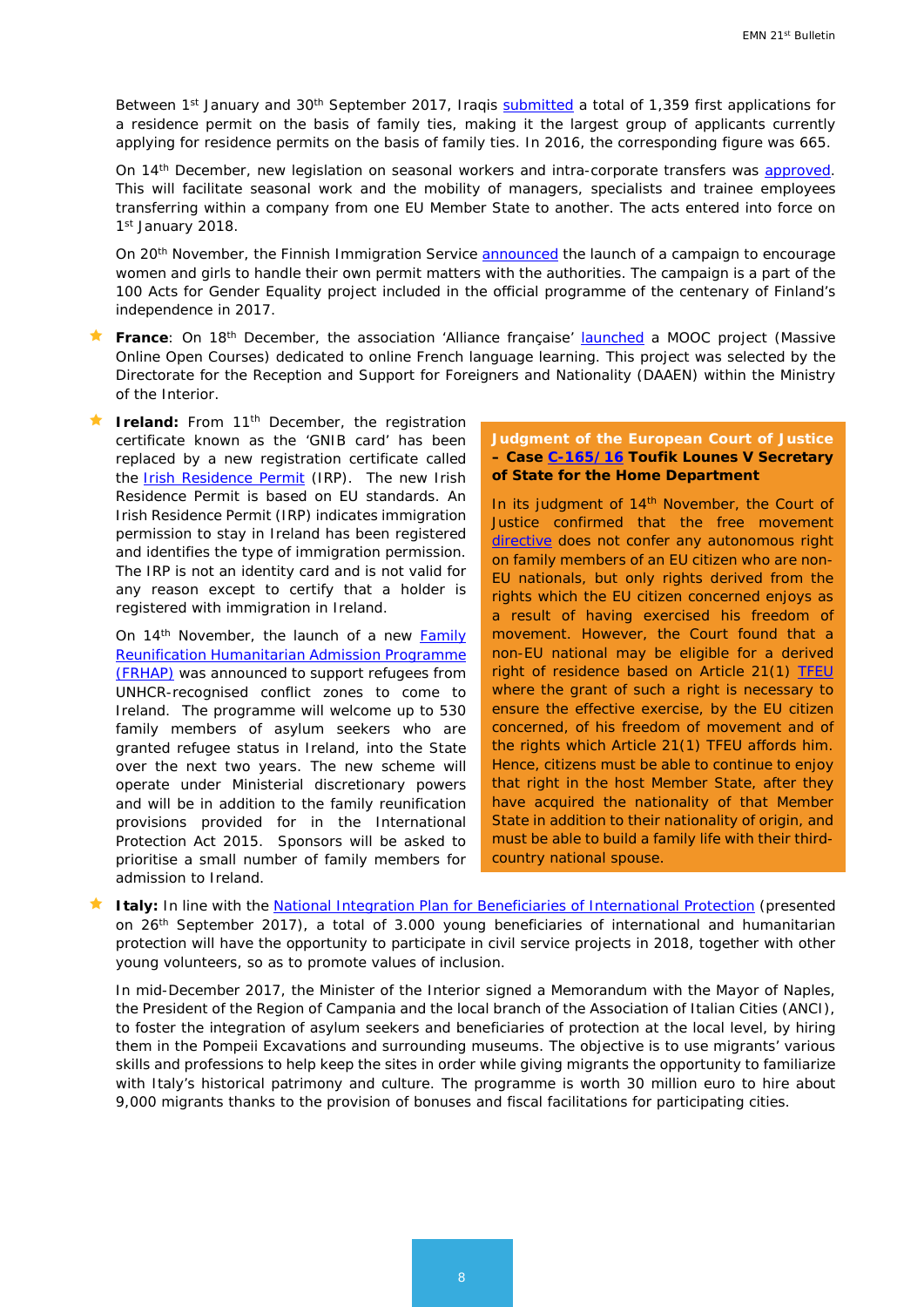Between 1st January and 30th September 2017, Iraqis submitted a total of 1,359 first applications for a residence permit on the basis of family ties, making it the largest group of applicants currently applying for residence permits on the basis of family ties. In 2016, the corresponding figure was 665.

On 14th December, new legislation on seasonal workers and intra-corporate transfers was approved. This will facilitate seasonal work and the mobility of managers, specialists and trainee employees transferring within a company from one EU Member State to another. The acts entered into force on 1st January 2018.

On 20th November, the Finnish Immigration Service announced the launch of a campaign to encourage women and girls to handle their own permit matters with the authorities. The campaign is a part of the 100 Acts for Gender Equality project included in the official programme of the centenary of Finland's independence in 2017.

- **France**: On 18th December, the association 'Alliance française' launched a MOOC project (Massive Online Open Courses) dedicated to online French language learning. This project was selected by the Directorate for the Reception and Support for Foreigners and Nationality (DAAEN) within the Ministry of the Interior.

- **Ireland:** From 11th December, the registration certificate known as the 'GNIB card' has been replaced by a new registration certificate called the Irish Residence Permit (IRP). The new Irish Residence Permit is based on EU standards. An Irish Residence Permit (IRP) indicates immigration permission to stay in Ireland has been registered and identifies the type of immigration permission. The IRP is not an identity card and is not valid for any reason except to certify that a holder is registered with immigration in Ireland.

  On 14th November, the launch of a new Family Reunification Humanitarian Admission Programme (FRHAP) was announced to support refugees from UNHCR-recognised conflict zones to come to Ireland. The programme will welcome up to 530 family members of asylum seekers who are granted refugee status in Ireland, into the State over the next two years. The new scheme will operate under Ministerial discretionary powers and will be in addition to the family reunification provisions provided for in the International Protection Act 2015. Sponsors will be asked to prioritise a small number of family members for admission to Ireland.

**Judgment of the European Court of Justice – Case C-165/16 Toufik Lounes V Secretary of State for the Home Department**

In its judgment of 14th November, the Court of Justice confirmed that the free movement directive does not confer any autonomous right on family members of an EU citizen who are non-EU nationals, but only rights derived from the rights which the EU citizen concerned enjoys as a result of having exercised his freedom of movement. However, the Court found that a non-EU national may be eligible for a derived right of residence based on Article 21(1) TFEU where the grant of such a right is necessary to ensure the effective exercise, by the EU citizen concerned, of his freedom of movement and of the rights which Article 21(1) TFEU affords him. Hence, citizens must be able to continue to enjoy that right in the host Member State, after they have acquired the nationality of that Member State in addition to their nationality of origin, and must be able to build a family life with their third-country national spouse.

- **Italy:** In line with the National Integration Plan for Beneficiaries of International Protection (presented on 26th September 2017), a total of 3.000 young beneficiaries of international and humanitarian protection will have the opportunity to participate in civil service projects in 2018, together with other young volunteers, so as to promote values of inclusion.

  In mid-December 2017, the Minister of the Interior signed a Memorandum with the Mayor of Naples, the President of the Region of Campania and the local branch of the Association of Italian Cities (ANCI), to foster the integration of asylum seekers and beneficiaries of protection at the local level, by hiring them in the Pompeii Excavations and surrounding museums. The objective is to use migrants' various skills and professions to help keep the sites in order while giving migrants the opportunity to familiarize with Italy's historical patrimony and culture. The programme is worth 30 million euro to hire about 9,000 migrants thanks to the provision of bonuses and fiscal facilitations for participating cities.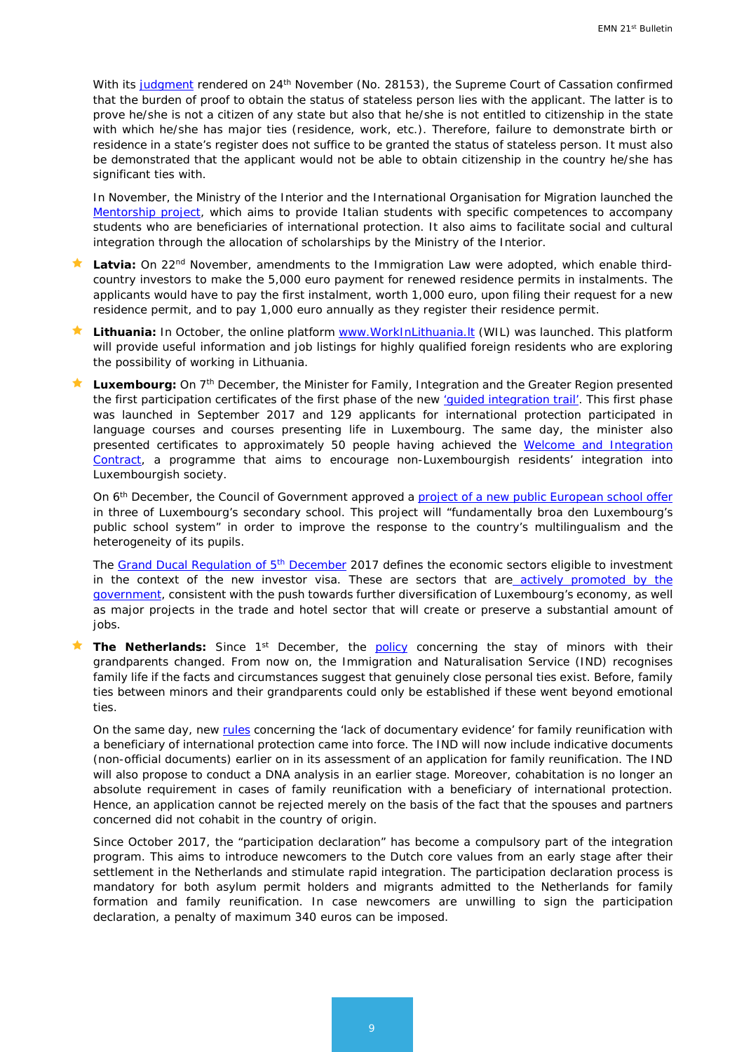With its judgment rendered on 24th November (No. 28153), the Supreme Court of Cassation confirmed that the burden of proof to obtain the status of stateless person lies with the applicant. The latter is to prove he/she is not a citizen of any state but also that he/she is not entitled to citizenship in the state with which he/she has major ties (residence, work, etc.). Therefore, failure to demonstrate birth or residence in a state's register does not suffice to be granted the status of stateless person. It must also be demonstrated that the applicant would not be able to obtain citizenship in the country he/she has significant ties with.

In November, the Ministry of the Interior and the International Organisation for Migration launched the Mentorship project, which aims to provide Italian students with specific competences to accompany students who are beneficiaries of international protection. It also aims to facilitate social and cultural integration through the allocation of scholarships by the Ministry of the Interior.

- **Latvia:** On 22nd November, amendments to the Immigration Law were adopted, which enable third-country investors to make the 5,000 euro payment for renewed residence permits in instalments. The applicants would have to pay the first instalment, worth 1,000 euro, upon filing their request for a new residence permit, and to pay 1,000 euro annually as they register their residence permit.

- **Lithuania:** In October, the online platform www.WorkInLithuania.lt (WIL) was launched. This platform will provide useful information and job listings for highly qualified foreign residents who are exploring the possibility of working in Lithuania.

- **Luxembourg:** On 7th December, the Minister for Family, Integration and the Greater Region presented the first participation certificates of the first phase of the new 'guided integration trail'. This first phase was launched in September 2017 and 129 applicants for international protection participated in language courses and courses presenting life in Luxembourg. The same day, the minister also presented certificates to approximately 50 people having achieved the Welcome and Integration Contract, a programme that aims to encourage non-Luxembourgish residents' integration into Luxembourgish society.

  On 6th December, the Council of Government approved a project of a new public European school offer in three of Luxembourg's secondary school. This project will "fundamentally broa den Luxembourg's public school system" in order to improve the response to the country's multilingualism and the heterogeneity of its pupils.

  The Grand Ducal Regulation of 5th December 2017 defines the economic sectors eligible to investment in the context of the new investor visa. These are sectors that are actively promoted by the government, consistent with the push towards further diversification of Luxembourg's economy, as well as major projects in the trade and hotel sector that will create or preserve a substantial amount of jobs.

- **The Netherlands:** Since 1st December, the policy concerning the stay of minors with their grandparents changed. From now on, the Immigration and Naturalisation Service (IND) recognises family life if the facts and circumstances suggest that genuinely close personal ties exist. Before, family ties between minors and their grandparents could only be established if these went beyond emotional ties.

  On the same day, new rules concerning the 'lack of documentary evidence' for family reunification with a beneficiary of international protection came into force. The IND will now include indicative documents (non-official documents) earlier on in its assessment of an application for family reunification. The IND will also propose to conduct a DNA analysis in an earlier stage. Moreover, cohabitation is no longer an absolute requirement in cases of family reunification with a beneficiary of international protection. Hence, an application cannot be rejected merely on the basis of the fact that the spouses and partners concerned did not cohabit in the country of origin.

  Since October 2017, the "participation declaration" has become a compulsory part of the integration program. This aims to introduce newcomers to the Dutch core values from an early stage after their settlement in the Netherlands and stimulate rapid integration. The participation declaration process is mandatory for both asylum permit holders and migrants admitted to the Netherlands for family formation and family reunification. In case newcomers are unwilling to sign the participation declaration, a penalty of maximum 340 euros can be imposed.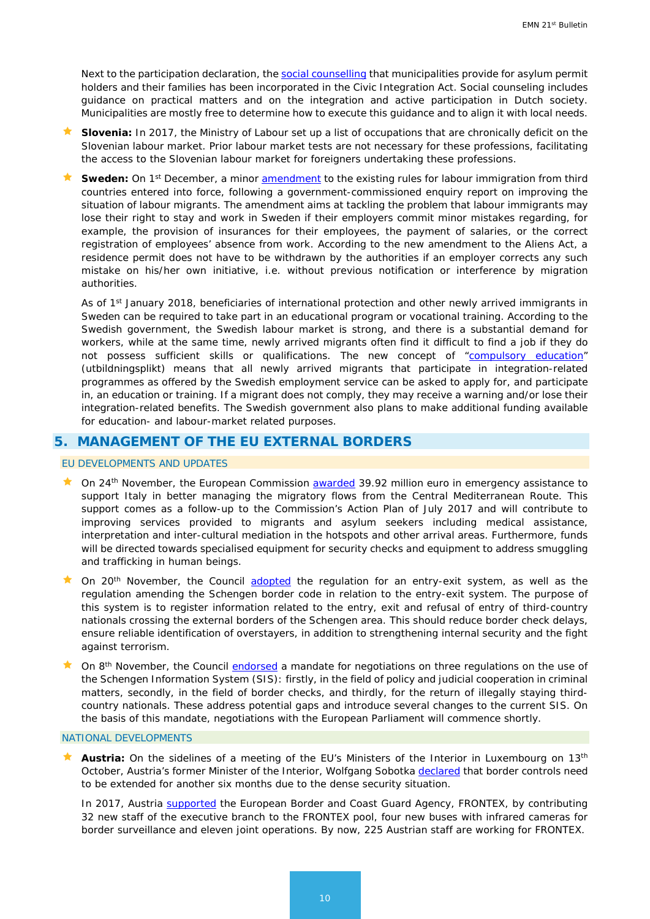Next to the participation declaration, the social counselling that municipalities provide for asylum permit holders and their families has been incorporated in the Civic Integration Act. Social counseling includes guidance on practical matters and on the integration and active participation in Dutch society. Municipalities are mostly free to determine how to execute this guidance and to align it with local needs.

- **Slovenia:** In 2017, the Ministry of Labour set up a list of occupations that are chronically deficit on the Slovenian labour market. Prior labour market tests are not necessary for these professions, facilitating the access to the Slovenian labour market for foreigners undertaking these professions.

- **Sweden:** On 1st December, a minor amendment to the existing rules for labour immigration from third countries entered into force, following a government-commissioned enquiry report on improving the situation of labour migrants. The amendment aims at tackling the problem that labour immigrants may lose their right to stay and work in Sweden if their employers commit minor mistakes regarding, for example, the provision of insurances for their employees, the payment of salaries, or the correct registration of employees' absence from work. According to the new amendment to the Aliens Act, a residence permit does not have to be withdrawn by the authorities if an employer corrects any such mistake on his/her own initiative, i.e. without previous notification or interference by migration authorities.

  As of 1st January 2018, beneficiaries of international protection and other newly arrived immigrants in Sweden can be required to take part in an educational program or vocational training. According to the Swedish government, the Swedish labour market is strong, and there is a substantial demand for workers, while at the same time, newly arrived migrants often find it difficult to find a job if they do not possess sufficient skills or qualifications. The new concept of "compulsory education" (utbildningsplikt) means that all newly arrived migrants that participate in integration-related programmes as offered by the Swedish employment service can be asked to apply for, and participate in, an education or training. If a migrant does not comply, they may receive a warning and/or lose their integration-related benefits. The Swedish government also plans to make additional funding available for education- and labour-market related purposes.

## 5. MANAGEMENT OF THE EU EXTERNAL BORDERS

### EU DEVELOPMENTS AND UPDATES

- On 24th November, the European Commission awarded 39.92 million euro in emergency assistance to support Italy in better managing the migratory flows from the Central Mediterranean Route. This support comes as a follow-up to the Commission's Action Plan of July 2017 and will contribute to improving services provided to migrants and asylum seekers including medical assistance, interpretation and inter-cultural mediation in the hotspots and other arrival areas. Furthermore, funds will be directed towards specialised equipment for security checks and equipment to address smuggling and trafficking in human beings.

- On 20th November, the Council adopted the regulation for an entry-exit system, as well as the regulation amending the Schengen border code in relation to the entry-exit system. The purpose of this system is to register information related to the entry, exit and refusal of entry of third-country nationals crossing the external borders of the Schengen area. This should reduce border check delays, ensure reliable identification of overstayers, in addition to strengthening internal security and the fight against terrorism.

- On 8th November, the Council endorsed a mandate for negotiations on three regulations on the use of the Schengen Information System (SIS): firstly, in the field of policy and judicial cooperation in criminal matters, secondly, in the field of border checks, and thirdly, for the return of illegally staying third-country nationals. These address potential gaps and introduce several changes to the current SIS. On the basis of this mandate, negotiations with the European Parliament will commence shortly.

### NATIONAL DEVELOPMENTS

- **Austria:** On the sidelines of a meeting of the EU's Ministers of the Interior in Luxembourg on 13th October, Austria's former Minister of the Interior, Wolfgang Sobotka declared that border controls need to be extended for another six months due to the dense security situation.

  In 2017, Austria supported the European Border and Coast Guard Agency, FRONTEX, by contributing 32 new staff of the executive branch to the FRONTEX pool, four new buses with infrared cameras for border surveillance and eleven joint operations. By now, 225 Austrian staff are working for FRONTEX.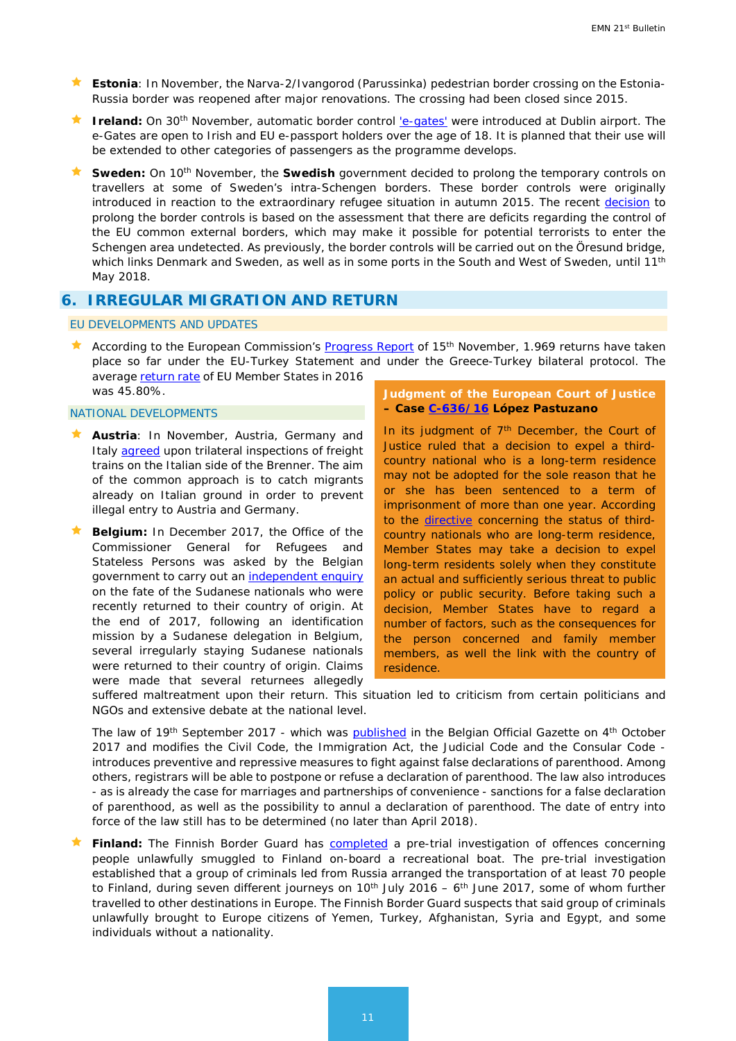- **Estonia**: In November, the Narva-2/Ivangorod (Parussinka) pedestrian border crossing on the Estonia-Russia border was reopened after major renovations. The crossing had been closed since 2015.

- **Ireland:** On 30th November, automatic border control 'e-gates' were introduced at Dublin airport. The e-Gates are open to Irish and EU e-passport holders over the age of 18. It is planned that their use will be extended to other categories of passengers as the programme develops.

- **Sweden:** On 10th November, the **Swedish** government decided to prolong the temporary controls on travellers at some of Sweden's intra-Schengen borders. These border controls were originally introduced in reaction to the extraordinary refugee situation in autumn 2015. The recent decision to prolong the border controls is based on the assessment that there are deficits regarding the control of the EU common external borders, which may make it possible for potential terrorists to enter the Schengen area undetected. As previously, the border controls will be carried out on the Öresund bridge, which links Denmark and Sweden, as well as in some ports in the South and West of Sweden, until 11th May 2018.

## 6. IRREGULAR MIGRATION AND RETURN

### EU DEVELOPMENTS AND UPDATES

- According to the European Commission's Progress Report of 15th November, 1.969 returns have taken place so far under the EU-Turkey Statement and under the Greece-Turkey bilateral protocol. The average return rate of EU Member States in 2016 was 45.80%.

### NATIONAL DEVELOPMENTS

- **Austria**: In November, Austria, Germany and Italy agreed upon trilateral inspections of freight trains on the Italian side of the Brenner. The aim of the common approach is to catch migrants already on Italian ground in order to prevent illegal entry to Austria and Germany.

- **Belgium:** In December 2017, the Office of the Commissioner General for Refugees and Stateless Persons was asked by the Belgian government to carry out an independent enquiry on the fate of the Sudanese nationals who were recently returned to their country of origin. At the end of 2017, following an identification mission by a Sudanese delegation in Belgium, several irregularly staying Sudanese nationals were returned to their country of origin. Claims were made that several returnees allegedly suffered maltreatment upon their return. This situation led to criticism from certain politicians and NGOs and extensive debate at the national level.

  The law of 19th September 2017 - which was published in the Belgian Official Gazette on 4th October 2017 and modifies the Civil Code, the Immigration Act, the Judicial Code and the Consular Code - introduces preventive and repressive measures to fight against false declarations of parenthood. Among others, registrars will be able to postpone or refuse a declaration of parenthood. The law also introduces - as is already the case for marriages and partnerships of convenience - sanctions for a false declaration of parenthood, as well as the possibility to annul a declaration of parenthood. The date of entry into force of the law still has to be determined (no later than April 2018).

- **Finland:** The Finnish Border Guard has completed a pre-trial investigation of offences concerning people unlawfully smuggled to Finland on-board a recreational boat. The pre-trial investigation established that a group of criminals led from Russia arranged the transportation of at least 70 people to Finland, during seven different journeys on 10th July 2016 – 6th June 2017, some of whom further travelled to other destinations in Europe. The Finnish Border Guard suspects that said group of criminals unlawfully brought to Europe citizens of Yemen, Turkey, Afghanistan, Syria and Egypt, and some individuals without a nationality.

**Judgment of the European Court of Justice – Case C-636/16 López Pastuzano**

In its judgment of 7th December, the Court of Justice ruled that a decision to expel a third-country national who is a long-term residence may not be adopted for the sole reason that he or she has been sentenced to a term of imprisonment of more than one year. According to the directive concerning the status of third-country nationals who are long-term residence, Member States may take a decision to expel long-term residents solely when they constitute an actual and sufficiently serious threat to public policy or public security. Before taking such a decision, Member States have to regard a number of factors, such as the consequences for the person concerned and family member members, as well the link with the country of residence.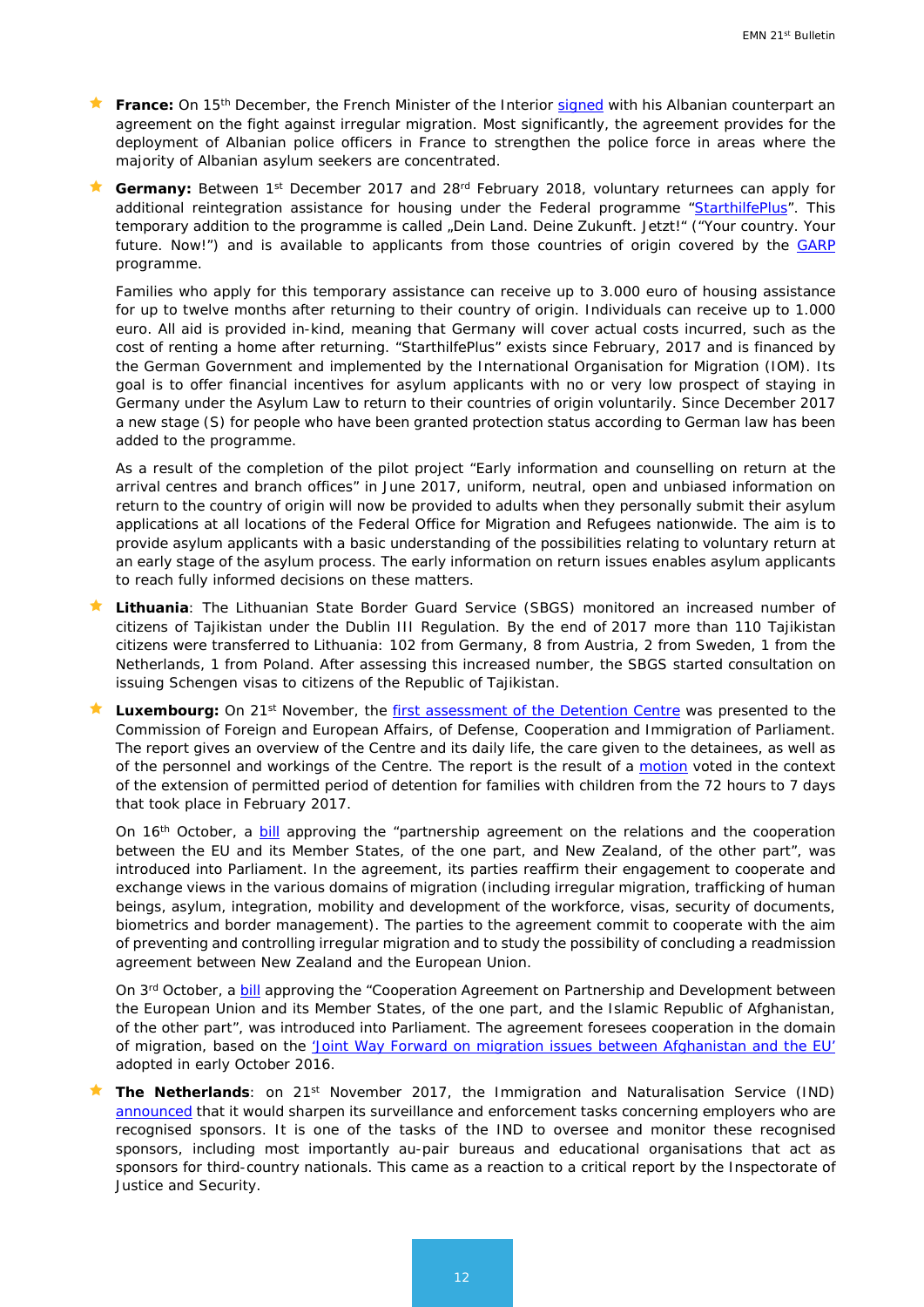- **France:** On 15th December, the French Minister of the Interior signed with his Albanian counterpart an agreement on the fight against irregular migration. Most significantly, the agreement provides for the deployment of Albanian police officers in France to strengthen the police force in areas where the majority of Albanian asylum seekers are concentrated.

- **Germany:** Between 1st December 2017 and 28th February 2018, voluntary returnees can apply for additional reintegration assistance for housing under the Federal programme "StarthilfePlus". This temporary addition to the programme is called „Dein Land. Deine Zukunft. Jetzt!" ("Your country. Your future. Now!") and is available to applicants from those countries of origin covered by the GARP programme.

  Families who apply for this temporary assistance can receive up to 3.000 euro of housing assistance for up to twelve months after returning to their country of origin. Individuals can receive up to 1.000 euro. All aid is provided in-kind, meaning that Germany will cover actual costs incurred, such as the cost of renting a home after returning. "StarthilfePlus" exists since February, 2017 and is financed by the German Government and implemented by the International Organisation for Migration (IOM). Its goal is to offer financial incentives for asylum applicants with no or very low prospect of staying in Germany under the Asylum Law to return to their countries of origin voluntarily. Since December 2017 a new stage (S) for people who have been granted protection status according to German law has been added to the programme.

  As a result of the completion of the pilot project "Early information and counselling on return at the arrival centres and branch offices" in June 2017, uniform, neutral, open and unbiased information on return to the country of origin will now be provided to adults when they personally submit their asylum applications at all locations of the Federal Office for Migration and Refugees nationwide. The aim is to provide asylum applicants with a basic understanding of the possibilities relating to voluntary return at an early stage of the asylum process. The early information on return issues enables asylum applicants to reach fully informed decisions on these matters.

- **Lithuania**: The Lithuanian State Border Guard Service (SBGS) monitored an increased number of citizens of Tajikistan under the Dublin III Regulation. By the end of 2017 more than 110 Tajikistan citizens were transferred to Lithuania: 102 from Germany, 8 from Austria, 2 from Sweden, 1 from the Netherlands, 1 from Poland. After assessing this increased number, the SBGS started consultation on issuing Schengen visas to citizens of the Republic of Tajikistan.

- **Luxembourg:** On 21st November, the first assessment of the Detention Centre was presented to the Commission of Foreign and European Affairs, of Defense, Cooperation and Immigration of Parliament. The report gives an overview of the Centre and its daily life, the care given to the detainees, as well as of the personnel and workings of the Centre. The report is the result of a motion voted in the context of the extension of permitted period of detention for families with children from the 72 hours to 7 days that took place in February 2017.

  On 16th October, a bill approving the "partnership agreement on the relations and the cooperation between the EU and its Member States, of the one part, and New Zealand, of the other part", was introduced into Parliament. In the agreement, its parties reaffirm their engagement to cooperate and exchange views in the various domains of migration (including irregular migration, trafficking of human beings, asylum, integration, mobility and development of the workforce, visas, security of documents, biometrics and border management). The parties to the agreement commit to cooperate with the aim of preventing and controlling irregular migration and to study the possibility of concluding a readmission agreement between New Zealand and the European Union.

  On 3rd October, a bill approving the "Cooperation Agreement on Partnership and Development between the European Union and its Member States, of the one part, and the Islamic Republic of Afghanistan, of the other part", was introduced into Parliament. The agreement foresees cooperation in the domain of migration, based on the 'Joint Way Forward on migration issues between Afghanistan and the EU' adopted in early October 2016.

- **The Netherlands**: on 21st November 2017, the Immigration and Naturalisation Service (IND) announced that it would sharpen its surveillance and enforcement tasks concerning employers who are recognised sponsors. It is one of the tasks of the IND to oversee and monitor these recognised sponsors, including most importantly au-pair bureaus and educational organisations that act as sponsors for third-country nationals. This came as a reaction to a critical report by the Inspectorate of Justice and Security.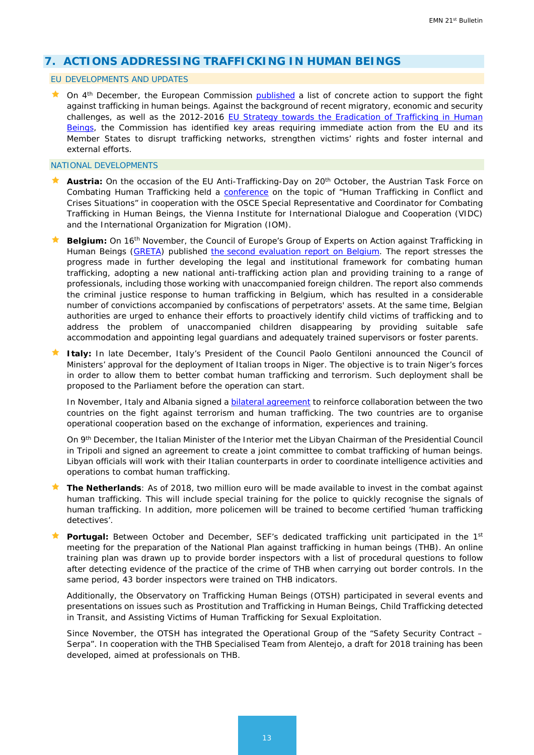## 7. ACTIONS ADDRESSING TRAFFICKING IN HUMAN BEINGS

### EU DEVELOPMENTS AND UPDATES

- On 4th December, the European Commission published a list of concrete action to support the fight against trafficking in human beings. Against the background of recent migratory, economic and security challenges, as well as the 2012-2016 EU Strategy towards the Eradication of Trafficking in Human Beings, the Commission has identified key areas requiring immediate action from the EU and its Member States to disrupt trafficking networks, strengthen victims' rights and foster internal and external efforts.

### NATIONAL DEVELOPMENTS

- **Austria:** On the occasion of the EU Anti-Trafficking-Day on 20th October, the Austrian Task Force on Combating Human Trafficking held a conference on the topic of "Human Trafficking in Conflict and Crises Situations" in cooperation with the OSCE Special Representative and Coordinator for Combating Trafficking in Human Beings, the Vienna Institute for International Dialogue and Cooperation (VIDC) and the International Organization for Migration (IOM).

- **Belgium:** On 16th November, the Council of Europe's Group of Experts on Action against Trafficking in Human Beings (GRETA) published the second evaluation report on Belgium. The report stresses the progress made in further developing the legal and institutional framework for combating human trafficking, adopting a new national anti-trafficking action plan and providing training to a range of professionals, including those working with unaccompanied foreign children. The report also commends the criminal justice response to human trafficking in Belgium, which has resulted in a considerable number of convictions accompanied by confiscations of perpetrators' assets. At the same time, Belgian authorities are urged to enhance their efforts to proactively identify child victims of trafficking and to address the problem of unaccompanied children disappearing by providing suitable safe accommodation and appointing legal guardians and adequately trained supervisors or foster parents.

- **Italy:** In late December, Italy's President of the Council Paolo Gentiloni announced the Council of Ministers' approval for the deployment of Italian troops in Niger. The objective is to train Niger's forces in order to allow them to better combat human trafficking and terrorism. Such deployment shall be proposed to the Parliament before the operation can start.

  In November, Italy and Albania signed a bilateral agreement to reinforce collaboration between the two countries on the fight against terrorism and human trafficking. The two countries are to organise operational cooperation based on the exchange of information, experiences and training.

  On 9th December, the Italian Minister of the Interior met the Libyan Chairman of the Presidential Council in Tripoli and signed an agreement to create a joint committee to combat trafficking of human beings. Libyan officials will work with their Italian counterparts in order to coordinate intelligence activities and operations to combat human trafficking.

- **The Netherlands**: As of 2018, two million euro will be made available to invest in the combat against human trafficking. This will include special training for the police to quickly recognise the signals of human trafficking. In addition, more policemen will be trained to become certified 'human trafficking detectives'.

- **Portugal:** Between October and December, SEF's dedicated trafficking unit participated in the 1st meeting for the preparation of the National Plan against trafficking in human beings (THB). An online training plan was drawn up to provide border inspectors with a list of procedural questions to follow after detecting evidence of the practice of the crime of THB when carrying out border controls. In the same period, 43 border inspectors were trained on THB indicators.

  Additionally, the Observatory on Trafficking Human Beings (OTSH) participated in several events and presentations on issues such as Prostitution and Trafficking in Human Beings, Child Trafficking detected in Transit, and Assisting Victims of Human Trafficking for Sexual Exploitation.

  Since November, the OTSH has integrated the Operational Group of the "Safety Security Contract – Serpa". In cooperation with the THB Specialised Team from Alentejo, a draft for 2018 training has been developed, aimed at professionals on THB.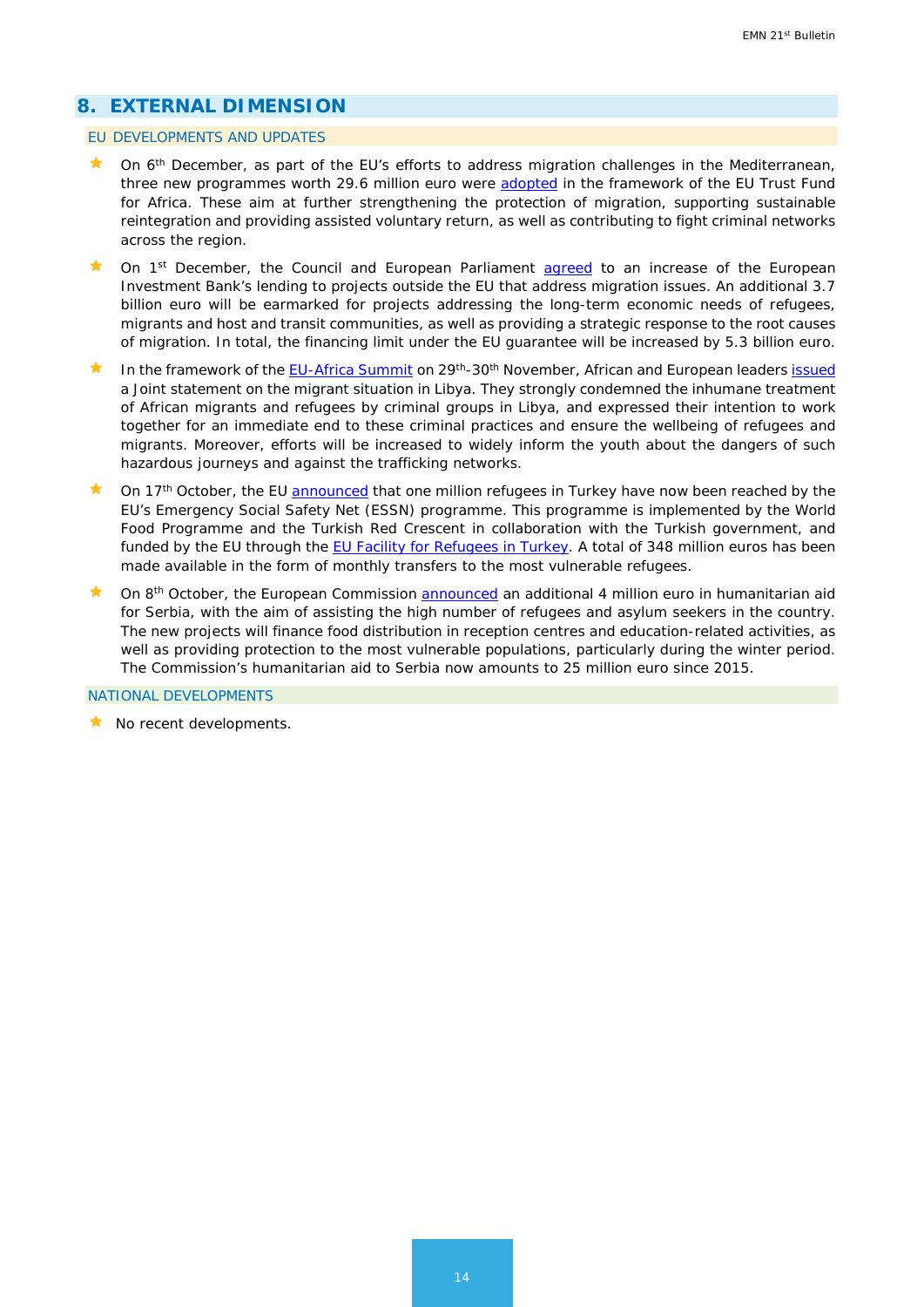## 8. EXTERNAL DIMENSION

### EU DEVELOPMENTS AND UPDATES

- On 6th December, as part of the EU's efforts to address migration challenges in the Mediterranean, three new programmes worth 29.6 million euro were adopted in the framework of the EU Trust Fund for Africa. These aim at further strengthening the protection of migration, supporting sustainable reintegration and providing assisted voluntary return, as well as contributing to fight criminal networks across the region.
- On 1st December, the Council and European Parliament agreed to an increase of the European Investment Bank's lending to projects outside the EU that address migration issues. An additional 3.7 billion euro will be earmarked for projects addressing the long-term economic needs of refugees, migrants and host and transit communities, as well as providing a strategic response to the root causes of migration. In total, the financing limit under the EU guarantee will be increased by 5.3 billion euro.
- In the framework of the EU-Africa Summit on 29th-30th November, African and European leaders issued a Joint statement on the migrant situation in Libya. They strongly condemned the inhumane treatment of African migrants and refugees by criminal groups in Libya, and expressed their intention to work together for an immediate end to these criminal practices and ensure the wellbeing of refugees and migrants. Moreover, efforts will be increased to widely inform the youth about the dangers of such hazardous journeys and against the trafficking networks.
- On 17th October, the EU announced that one million refugees in Turkey have now been reached by the EU's Emergency Social Safety Net (ESSN) programme. This programme is implemented by the World Food Programme and the Turkish Red Crescent in collaboration with the Turkish government, and funded by the EU through the EU Facility for Refugees in Turkey. A total of 348 million euros has been made available in the form of monthly transfers to the most vulnerable refugees.
- On 8th October, the European Commission announced an additional 4 million euro in humanitarian aid for Serbia, with the aim of assisting the high number of refugees and asylum seekers in the country. The new projects will finance food distribution in reception centres and education-related activities, as well as providing protection to the most vulnerable populations, particularly during the winter period. The Commission's humanitarian aid to Serbia now amounts to 25 million euro since 2015.

### NATIONAL DEVELOPMENTS

- No recent developments.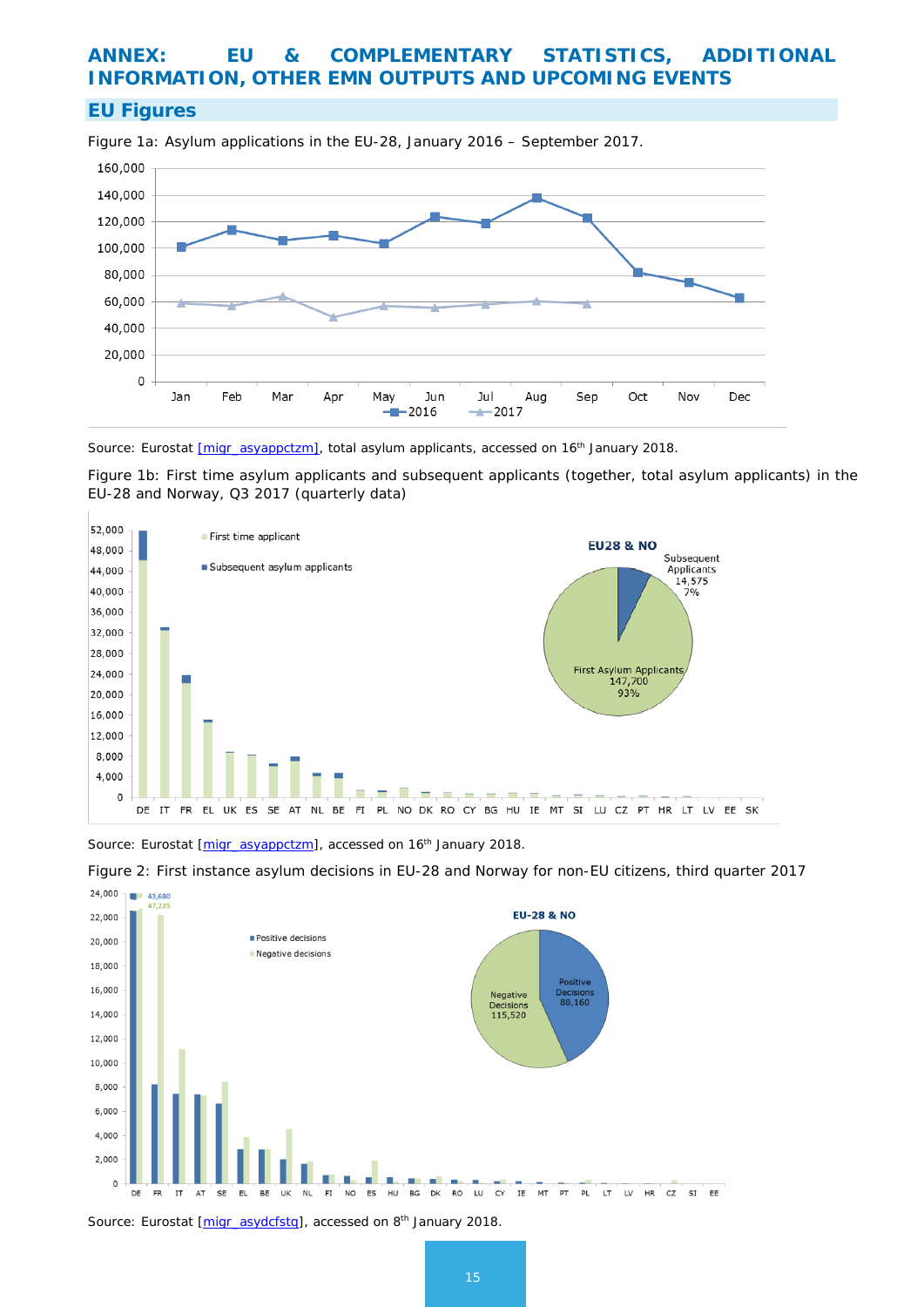# ANNEX: EU & COMPLEMENTARY STATISTICS, ADDITIONAL INFORMATION, OTHER EMN OUTPUTS AND UPCOMING EVENTS

## EU Figures

Figure 1a: Asylum applications in the EU-28, January 2016 – September 2017.

Source: Eurostat [migr_asyappctzm], total asylum applicants, accessed on 16th January 2018.

Figure 1b: First time asylum applicants and subsequent applicants (together, total asylum applicants) in the EU-28 and Norway, Q3 2017 (quarterly data)

Source: Eurostat [migr_asyappctzm], accessed on 16th January 2018.

Figure 2: First instance asylum decisions in EU-28 and Norway for non-EU citizens, third quarter 2017

Source: Eurostat [migr_asydcfstq], accessed on 8th January 2018.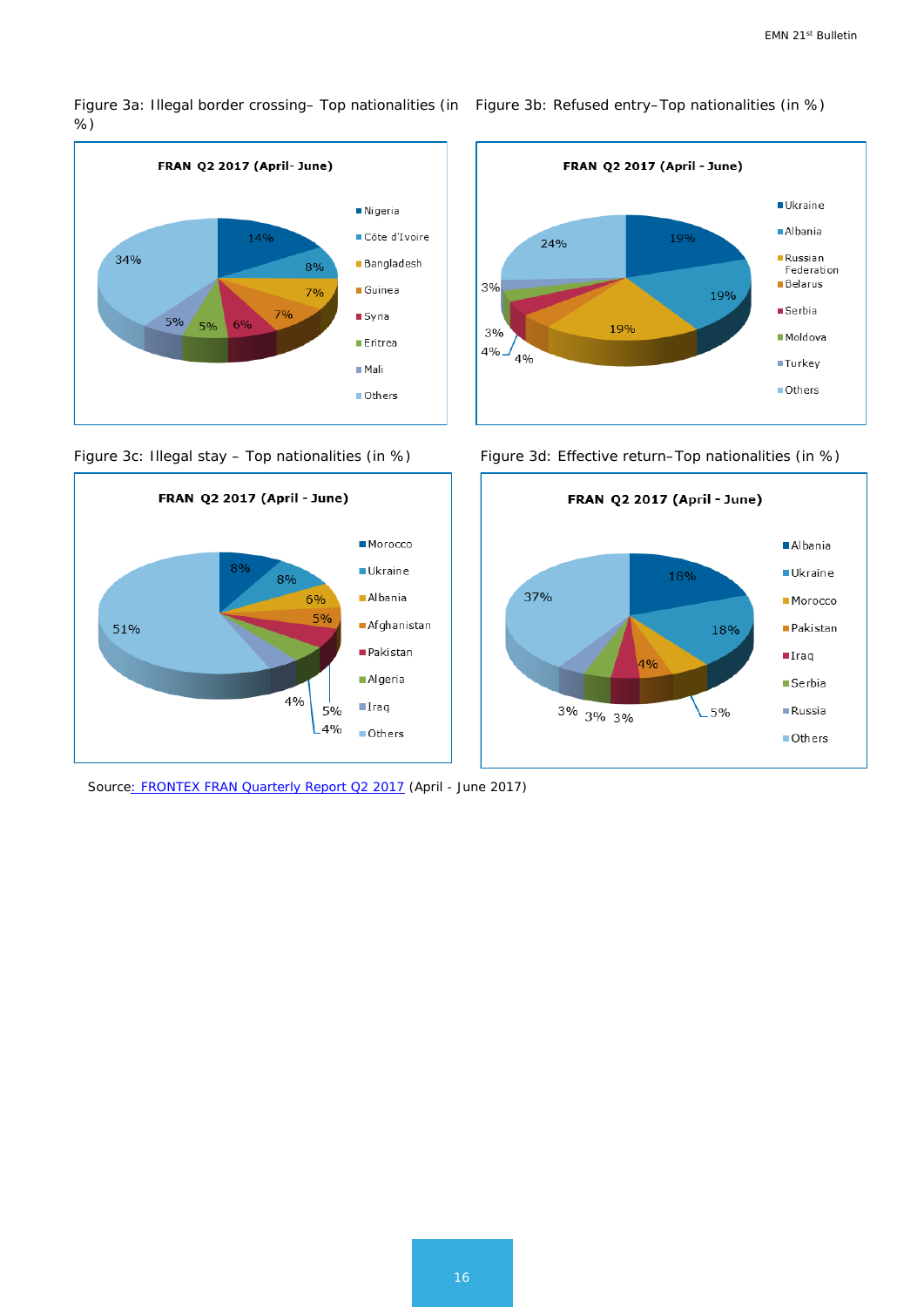Figure 3a: Illegal border crossing– Top nationalities (in %)

**FRAN Q2 2017 (April- June)**

| Nationality | % |
|---|---|
| Nigeria | 14% |
| Côte d'Ivoire | 8% |
| Bangladesh | 7% |
| Guinea | 7% |
| Syria | 6% |
| Eritrea | 5% |
| Mali | 5% |
| Others | 34% |

Figure 3b: Refused entry–Top nationalities (in %)

**FRAN Q2 2017 (April - June)**

| Nationality | % |
|---|---|
| Ukraine | 19% |
| Albania | 19% |
| Russian Federation | 19% |
| Belarus | 4% |
| Serbia | 4% |
| Moldova | 3% |
| Turkey | 3% |
| Others | 24% |

Figure 3c: Illegal stay – Top nationalities (in %)

**FRAN Q2 2017 (April - June)**

| Nationality | % |
|---|---|
| Morocco | 8% |
| Ukraine | 8% |
| Albania | 6% |
| Afghanistan | 5% |
| Pakistan | 4% |
| Algeria | 5% |
| Iraq | 4% |
| Others | 51% |

Figure 3d: Effective return–Top nationalities (in %)

**FRAN Q2 2017 (April - June)**

| Nationality | % |
|---|---|
| Albania | 18% |
| Ukraine | 18% |
| Morocco | 5% |
| Pakistan | 4% |
| Iraq | 3% |
| Serbia | 3% |
| Russia | 3% |
| Others | 37% |

Source: FRONTEX FRAN Quarterly Report Q2 2017 (April - June 2017)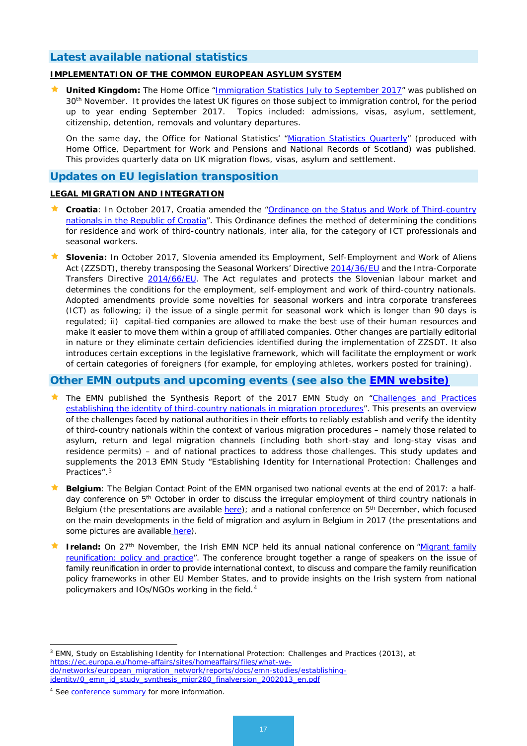## Latest available national statistics

### IMPLEMENTATION OF THE COMMON EUROPEAN ASYLUM SYSTEM

- **United Kingdom:** The Home Office "Immigration Statistics July to September 2017" was published on 30th November. It provides the latest UK figures on those subject to immigration control, for the period up to year ending September 2017. Topics included: admissions, visas, asylum, settlement, citizenship, detention, removals and voluntary departures.

  On the same day, the Office for National Statistics' "Migration Statistics Quarterly" (produced with Home Office, Department for Work and Pensions and National Records of Scotland) was published. This provides quarterly data on UK migration flows, visas, asylum and settlement.

## Updates on EU legislation transposition

### LEGAL MIGRATION AND INTEGRATION

- **Croatia**: In October 2017, Croatia amended the "Ordinance on the Status and Work of Third-country nationals in the Republic of Croatia". This Ordinance defines the method of determining the conditions for residence and work of third-country nationals, inter alia, for the category of ICT professionals and seasonal workers.

- **Slovenia:** In October 2017, Slovenia amended its Employment, Self-Employment and Work of Aliens Act (ZZSDT), thereby transposing the Seasonal Workers' Directive 2014/36/EU and the Intra-Corporate Transfers Directive 2014/66/EU. The Act regulates and protects the Slovenian labour market and determines the conditions for the employment, self-employment and work of third-country nationals. Adopted amendments provide some novelties for seasonal workers and intra corporate transferees (ICT) as following; i) the issue of a single permit for seasonal work which is longer than 90 days is regulated; ii) capital-tied companies are allowed to make the best use of their human resources and make it easier to move them within a group of affiliated companies. Other changes are partially editorial in nature or they eliminate certain deficiencies identified during the implementation of ZZSDT. It also introduces certain exceptions in the legislative framework, which will facilitate the employment or work of certain categories of foreigners (for example, for employing athletes, workers posted for training).

## Other EMN outputs and upcoming events (see also the EMN website)

- The EMN published the Synthesis Report of the 2017 EMN Study on "Challenges and Practices establishing the identity of third-country nationals in migration procedures". This presents an overview of the challenges faced by national authorities in their efforts to reliably establish and verify the identity of third-country nationals within the context of various migration procedures – namely those related to asylum, return and legal migration channels (including both short-stay and long-stay visas and residence permits) – and of national practices to address those challenges. This study updates and supplements the 2013 EMN Study "Establishing Identity for International Protection: Challenges and Practices".[3]

- **Belgium**: The Belgian Contact Point of the EMN organised two national events at the end of 2017: a half-day conference on 5th October in order to discuss the irregular employment of third country nationals in Belgium (the presentations are available here); and a national conference on 5th December, which focused on the main developments in the field of migration and asylum in Belgium in 2017 (the presentations and some pictures are available here).

- **Ireland:** On 27th November, the Irish EMN NCP held its annual national conference on "Migrant family reunification: policy and practice". The conference brought together a range of speakers on the issue of family reunification in order to provide international context, to discuss and compare the family reunification policy frameworks in other EU Member States, and to provide insights on the Irish system from national policymakers and IOs/NGOs working in the field.[4]

---

[3] EMN, Study on Establishing Identity for International Protection: Challenges and Practices (2013), at https://ec.europa.eu/home-affairs/sites/homeaffairs/files/what-we-do/networks/european_migration_network/reports/docs/emn-studies/establishing-identity/0_emn_id_study_synthesis_migr280_finalversion_2002013_en.pdf

[4] See conference summary for more information.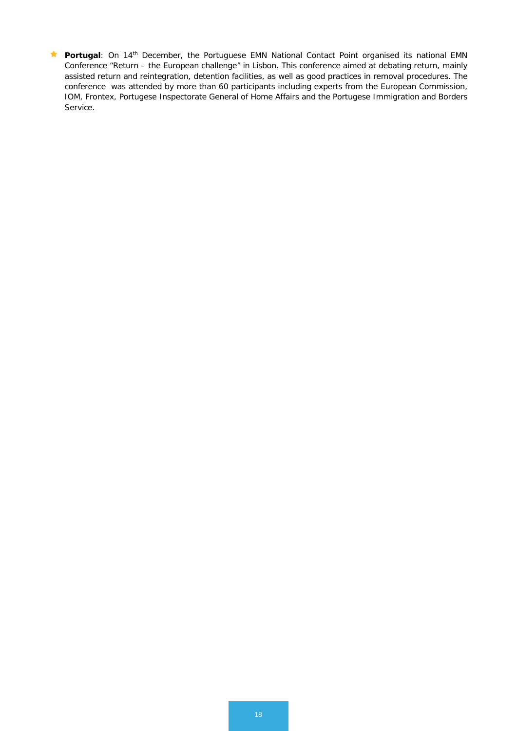- **Portugal**: On 14th December, the Portuguese EMN National Contact Point organised its national EMN Conference "Return – the European challenge" in Lisbon. This conference aimed at debating return, mainly assisted return and reintegration, detention facilities, as well as good practices in removal procedures. The conference  was attended by more than 60 participants including experts from the European Commission, IOM, Frontex, Portugese Inspectorate General of Home Affairs and the Portugese Immigration and Borders Service.